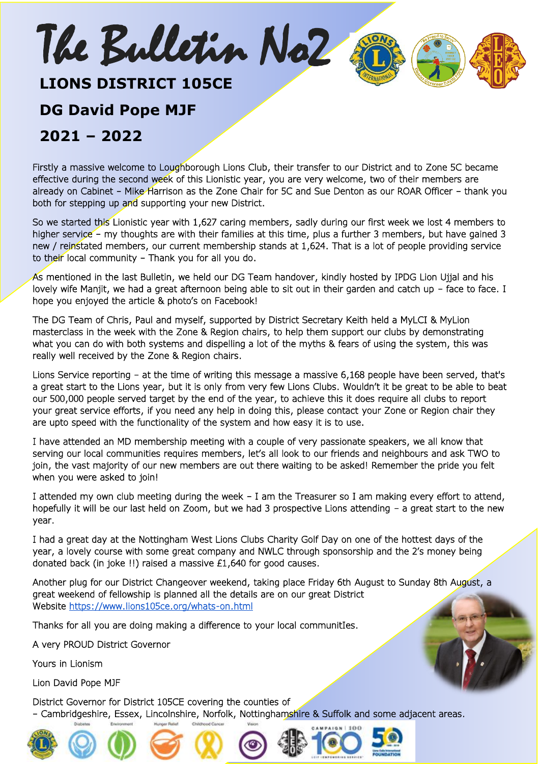# The Bulletin No2

## LIONS DISTRICT 105CE

## DG David Pope MJF

## 2021 – 2022

Firstly a massive welcome to Loughborough Lions Club, their transfer to our District and to Zone 5C became effective during the second week of this Lionistic year, you are very welcome, two of their members are already on Cabinet – Mike Harrison as the Zone Chair for 5C and Sue Denton as our ROAR Officer – thank you both for stepping up and supporting your new District.

So we started this Lionistic year with 1,627 caring members, sadly during our first week we lost 4 members to higher service – my thoughts are with their families at this time, plus a further 3 members, but have gained 3 new / reinstated members, our current membership stands at 1,624. That is a lot of people providing service to their local community – Thank you for all you do.

As mentioned in the last Bulletin, we held our DG Team handover, kindly hosted by IPDG Lion Ujjal and his lovely wife Manjit, we had a great afternoon being able to sit out in their garden and catch up – face to face. I hope you enjoyed the article & photo's on Facebook!

The DG Team of Chris, Paul and myself, supported by District Secretary Keith held a MyLCI & MyLion masterclass in the week with the Zone & Region chairs, to help them support our clubs by demonstrating what you can do with both systems and dispelling a lot of the myths & fears of using the system, this was really well received by the Zone & Region chairs.

Lions Service reporting – at the time of writing this message a massive 6,168 people have been served, that's a great start to the Lions year, but it is only from very few Lions Clubs. Wouldn't it be great to be able to beat our 500,000 people served target by the end of the year, to achieve this it does require all clubs to report your great service efforts, if you need any help in doing this, please contact your Zone or Region chair they are upto speed with the functionality of the system and how easy it is to use.

I have attended an MD membership meeting with a couple of very passionate speakers, we all know that serving our local communities requires members, let's all look to our friends and neighbours and ask TWO to join, the vast majority of our new members are out there waiting to be asked! Remember the pride you felt when you were asked to join!

I attended my own club meeting during the week – I am the Treasurer so I am making every effort to attend, hopefully it will be our last held on Zoom, but we had 3 prospective Lions attending – a great start to the new year.

I had a great day at the Nottingham West Lions Clubs Charity Golf Day on one of the hottest days of the year, a lovely course with some great company and NWLC through sponsorship and the 2's money being donated back (in joke !!) raised a massive £1,640 for good causes.

Another plug for our District Changeover weekend, taking place Friday 6th August to Sunday 8th August, a great weekend of fellowship is planned all the details are on our great District Website https://www.lions105ce.org/whats-on.html

Thanks for all you are doing making a difference to your local communitIes.

A very PROUD District Governor

Yours in Lionism

Lion David Pope MJF

District Governor for District 105CE covering the counties of – Cambridgeshire, Essex, Lincolnshire, Norfolk, Nottinghamshire & Suffolk and some adjacent areas.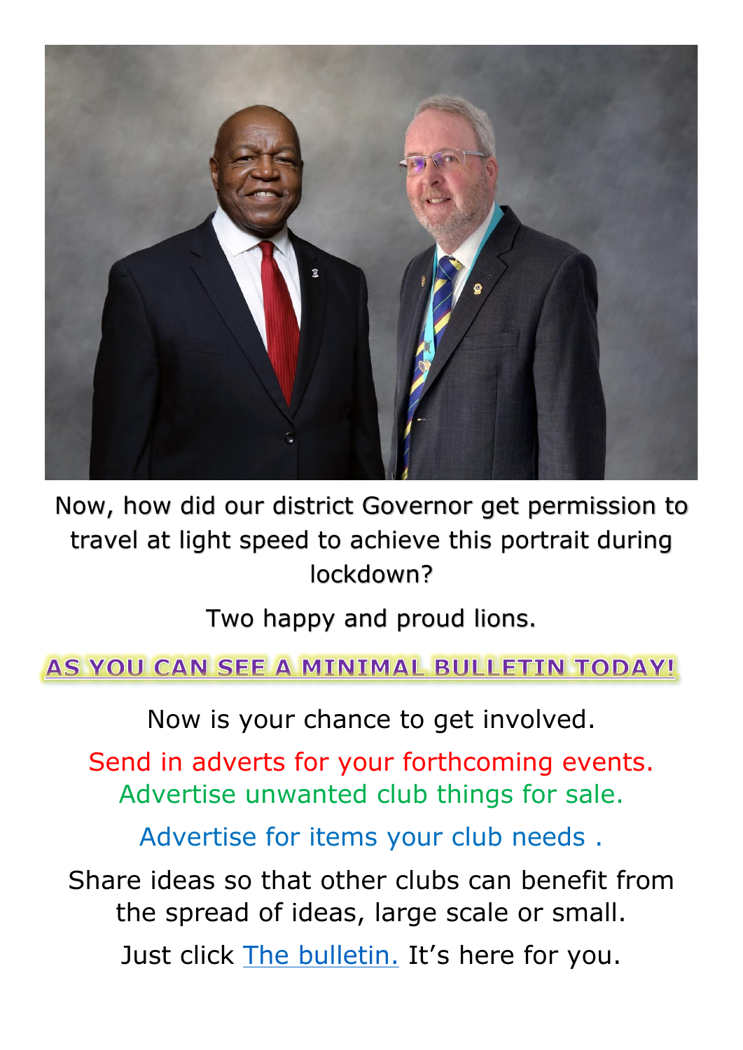Now, how did our district Governor get permission to travel at light speed to achieve this portrait during lockdown?

Two happy and proud lions.

**AS YOU CAN SEE A MINIMAL BULLETIN TODAY!**

Now is your chance to get involved.

Send in adverts for your forthcoming events.
Advertise unwanted club things for sale.

Advertise for items your club needs .

Share ideas so that other clubs can benefit from the spread of ideas, large scale or small.

Just click The bulletin. It's here for you.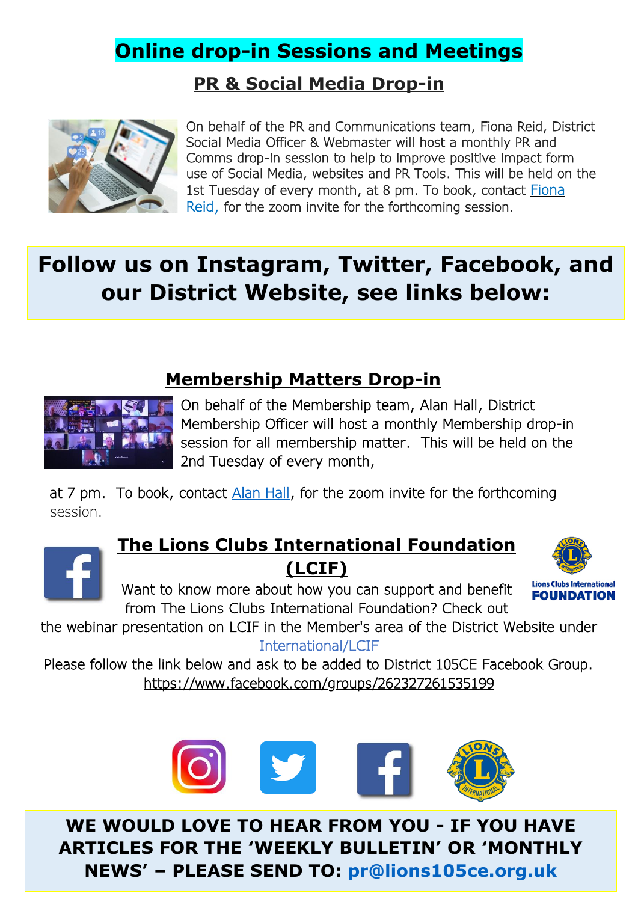# Online drop-in Sessions and Meetings

## PR & Social Media Drop-in

On behalf of the PR and Communications team, Fiona Reid, District Social Media Officer & Webmaster will host a monthly PR and Comms drop-in session to help to improve positive impact form use of Social Media, websites and PR Tools. This will be held on the 1st Tuesday of every month, at 8 pm. To book, contact Fiona Reid, for the zoom invite for the forthcoming session.

**Follow us on Instagram, Twitter, Facebook, and our District Website, see links below:**

## Membership Matters Drop-in

On behalf of the Membership team, Alan Hall, District Membership Officer will host a monthly Membership drop-in session for all membership matter. This will be held on the 2nd Tuesday of every month, at 7 pm. To book, contact Alan Hall, for the zoom invite for the forthcoming session.

## The Lions Clubs International Foundation (LCIF)

Lions Clubs International FOUNDATION

Want to know more about how you can support and benefit from The Lions Clubs International Foundation? Check out the webinar presentation on LCIF in the Member's area of the District Website under International/LCIF

Please follow the link below and ask to be added to District 105CE Facebook Group.
https://www.facebook.com/groups/262327261535199

**WE WOULD LOVE TO HEAR FROM YOU - IF YOU HAVE ARTICLES FOR THE 'WEEKLY BULLETIN' OR 'MONTHLY NEWS' – PLEASE SEND TO: pr@lions105ce.org.uk**